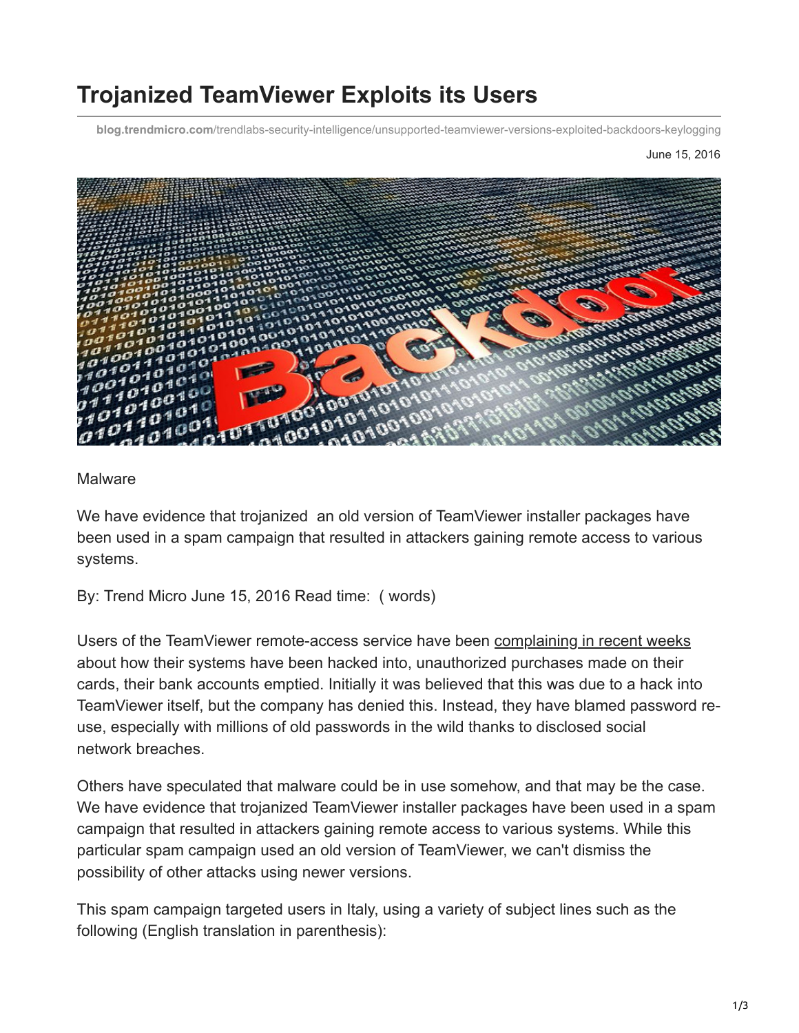# Trojanized TeamViewer Exploits its Users

blog.trendmicro.com/trendlabs-security-intelligence/unsupported-teamviewer-versions-exploited-backdoors-keylogging

June 15, 2016

Malware

We have evidence that trojanized  an old version of TeamViewer installer packages have been used in a spam campaign that resulted in attackers gaining remote access to various systems.

By: Trend Micro June 15, 2016 Read time:  ( words)

Users of the TeamViewer remote-access service have been complaining in recent weeks about how their systems have been hacked into, unauthorized purchases made on their cards, their bank accounts emptied. Initially it was believed that this was due to a hack into TeamViewer itself, but the company has denied this. Instead, they have blamed password re-use, especially with millions of old passwords in the wild thanks to disclosed social network breaches.

Others have speculated that malware could be in use somehow, and that may be the case. We have evidence that trojanized TeamViewer installer packages have been used in a spam campaign that resulted in attackers gaining remote access to various systems. While this particular spam campaign used an old version of TeamViewer, we can't dismiss the possibility of other attacks using newer versions.

This spam campaign targeted users in Italy, using a variety of subject lines such as the following (English translation in parenthesis):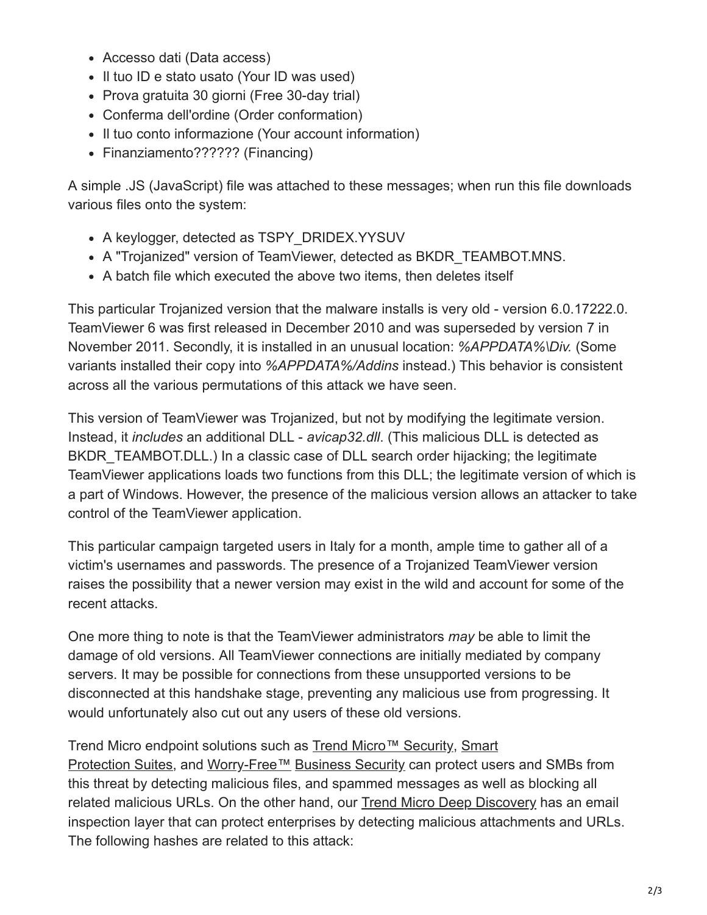- Accesso dati (Data access)
- Il tuo ID e stato usato (Your ID was used)
- Prova gratuita 30 giorni (Free 30-day trial)
- Conferma dell'ordine (Order conformation)
- Il tuo conto informazione (Your account information)
- Finanziamento?????? (Financing)

A simple .JS (JavaScript) file was attached to these messages; when run this file downloads various files onto the system:

- A keylogger, detected as TSPY_DRIDEX.YYSUV
- A "Trojanized" version of TeamViewer, detected as BKDR_TEAMBOT.MNS.
- A batch file which executed the above two items, then deletes itself

This particular Trojanized version that the malware installs is very old - version 6.0.17222.0. TeamViewer 6 was first released in December 2010 and was superseded by version 7 in November 2011. Secondly, it is installed in an unusual location: *%APPDATA%\Div.* (Some variants installed their copy into *%APPDATA%/Addins* instead.) This behavior is consistent across all the various permutations of this attack we have seen.

This version of TeamViewer was Trojanized, but not by modifying the legitimate version. Instead, it *includes* an additional DLL - *avicap32.dll*. (This malicious DLL is detected as BKDR_TEAMBOT.DLL.) In a classic case of DLL search order hijacking; the legitimate TeamViewer applications loads two functions from this DLL; the legitimate version of which is a part of Windows. However, the presence of the malicious version allows an attacker to take control of the TeamViewer application.

This particular campaign targeted users in Italy for a month, ample time to gather all of a victim's usernames and passwords. The presence of a Trojanized TeamViewer version raises the possibility that a newer version may exist in the wild and account for some of the recent attacks.

One more thing to note is that the TeamViewer administrators *may* be able to limit the damage of old versions. All TeamViewer connections are initially mediated by company servers. It may be possible for connections from these unsupported versions to be disconnected at this handshake stage, preventing any malicious use from progressing. It would unfortunately also cut out any users of these old versions.

Trend Micro endpoint solutions such as Trend Micro™ Security, Smart Protection Suites, and Worry-Free™ Business Security can protect users and SMBs from this threat by detecting malicious files, and spammed messages as well as blocking all related malicious URLs. On the other hand, our Trend Micro Deep Discovery has an email inspection layer that can protect enterprises by detecting malicious attachments and URLs. The following hashes are related to this attack: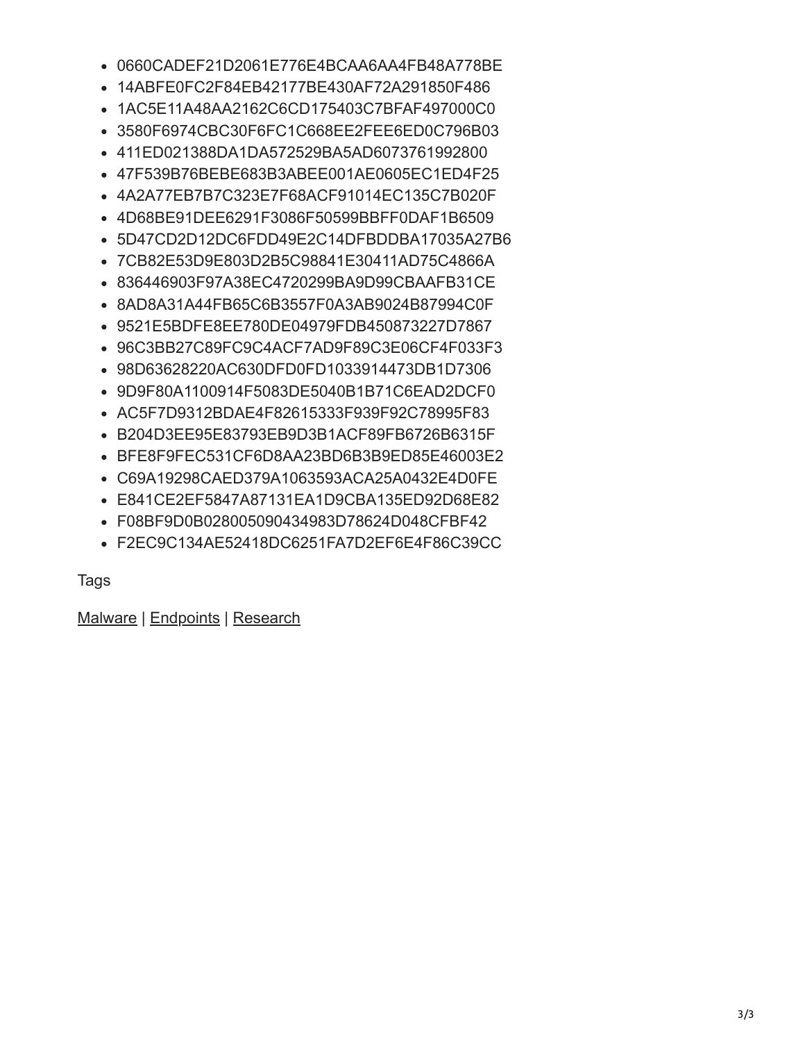- 0660CADEF21D2061E776E4BCAA6AA4FB48A778BE
- 14ABFE0FC2F84EB42177BE430AF72A291850F486
- 1AC5E11A48AA2162C6CD175403C7BFAF497000C0
- 3580F6974CBC30F6FC1C668EE2FEE6ED0C796B03
- 411ED021388DA1DA572529BA5AD6073761992800
- 47F539B76BEBE683B3ABEE001AE0605EC1ED4F25
- 4A2A77EB7B7C323E7F68ACF91014EC135C7B020F
- 4D68BE91DEE6291F3086F50599BBFF0DAF1B6509
- 5D47CD2D12DC6FDD49E2C14DFBDDBA17035A27B6
- 7CB82E53D9E803D2B5C98841E30411AD75C4866A
- 836446903F97A38EC4720299BA9D99CBAAFB31CE
- 8AD8A31A44FB65C6B3557F0A3AB9024B87994C0F
- 9521E5BDFE8EE780DE04979FDB450873227D7867
- 96C3BB27C89FC9C4ACF7AD9F89C3E06CF4F033F3
- 98D63628220AC630DFD0FD1033914473DB1D7306
- 9D9F80A1100914F5083DE5040B1B71C6EAD2DCF0
- AC5F7D9312BDAE4F82615333F939F92C78995F83
- B204D3EE95E83793EB9D3B1ACF89FB6726B6315F
- BFE8F9FEC531CF6D8AA23BD6B3B9ED85E46003E2
- C69A19298CAED379A1063593ACA25A0432E4D0FE
- E841CE2EF5847A87131EA1D9CBA135ED92D68E82
- F08BF9D0B028005090434983D78624D048CFBF42
- F2EC9C134AE52418DC6251FA7D2EF6E4F86C39CC

Tags

Malware | Endpoints | Research